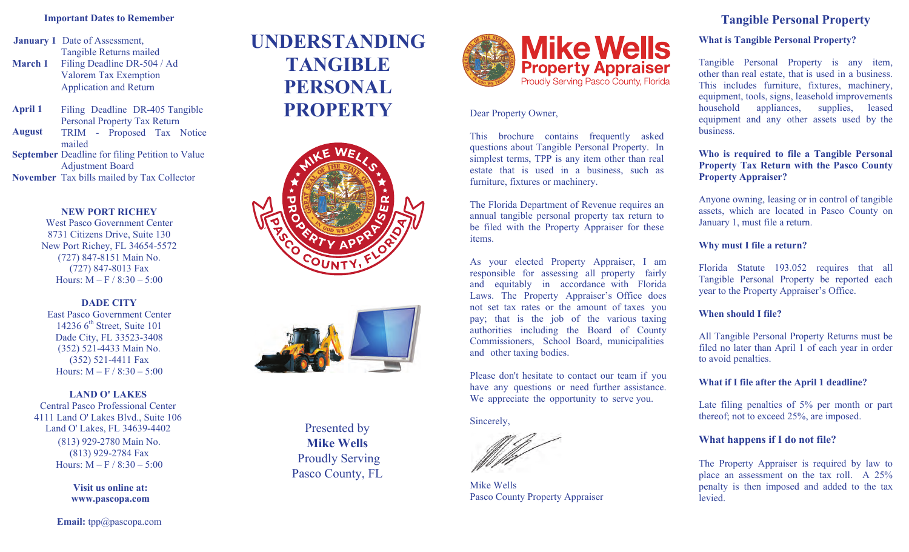## Important Dates to Remember

| | |
|---|---|
| **January 1** | Date of Assessment, Tangible Returns mailed |
| **March 1** | Filing Deadline DR-504 / Ad Valorem Tax Exemption Application and Return |
| **April 1** | Filing Deadline DR-405 Tangible Personal Property Tax Return |
| **August** | TRIM - Proposed Tax Notice mailed |
| **September** | Deadline for filing Petition to Value Adjustment Board |
| **November** | Tax bills mailed by Tax Collector |

**NEW PORT RICHEY**
West Pasco Government Center
8731 Citizens Drive, Suite 130
New Port Richey, FL 34654-5572
(727) 847-8151 Main No.
(727) 847-8013 Fax
Hours: M – F / 8:30 – 5:00

**DADE CITY**
East Pasco Government Center
14236 6th Street, Suite 101
Dade City, FL 33523-3408
(352) 521-4433 Main No.
(352) 521-4411 Fax
Hours: M – F / 8:30 – 5:00

**LAND O' LAKES**
Central Pasco Professional Center
4111 Land O' Lakes Blvd., Suite 106
Land O' Lakes, FL 34639-4402
(813) 929-2780 Main No.
(813) 929-2784 Fax
Hours: M – F / 8:30 – 5:00

**Visit us online at:**
**www.pascopa.com**

**Email:** tpp@pascopa.com

# UNDERSTANDING TANGIBLE PERSONAL PROPERTY

Presented by
**Mike Wells**
Proudly Serving
Pasco County, FL

**Mike Wells**
**Property Appraiser**
Proudly Serving Pasco County, Florida

Dear Property Owner,

This brochure contains frequently asked questions about Tangible Personal Property. In simplest terms, TPP is any item other than real estate that is used in a business, such as furniture, fixtures or machinery.

The Florida Department of Revenue requires an annual tangible personal property tax return to be filed with the Property Appraiser for these items.

As your elected Property Appraiser, I am responsible for assessing all property fairly and equitably in accordance with Florida Laws. The Property Appraiser's Office does not set tax rates or the amount of taxes you pay; that is the job of the various taxing authorities including the Board of County Commissioners, School Board, municipalities and other taxing bodies.

Please don't hesitate to contact our team if you have any questions or need further assistance. We appreciate the opportunity to serve you.

Sincerely,

Mike Wells
Pasco County Property Appraiser

## Tangible Personal Property

### What is Tangible Personal Property?

Tangible Personal Property is any item, other than real estate, that is used in a business. This includes furniture, fixtures, machinery, equipment, tools, signs, leasehold improvements household appliances, supplies, leased equipment and any other assets used by the business.

### Who is required to file a Tangible Personal Property Tax Return with the Pasco County Property Appraiser?

Anyone owning, leasing or in control of tangible assets, which are located in Pasco County on January 1, must file a return.

### Why must I file a return?

Florida Statute 193.052 requires that all Tangible Personal Property be reported each year to the Property Appraiser's Office.

### When should I file?

All Tangible Personal Property Returns must be filed no later than April 1 of each year in order to avoid penalties.

### What if I file after the April 1 deadline?

Late filing penalties of 5% per month or part thereof; not to exceed 25%, are imposed.

### What happens if I do not file?

The Property Appraiser is required by law to place an assessment on the tax roll. A 25% penalty is then imposed and added to the tax levied.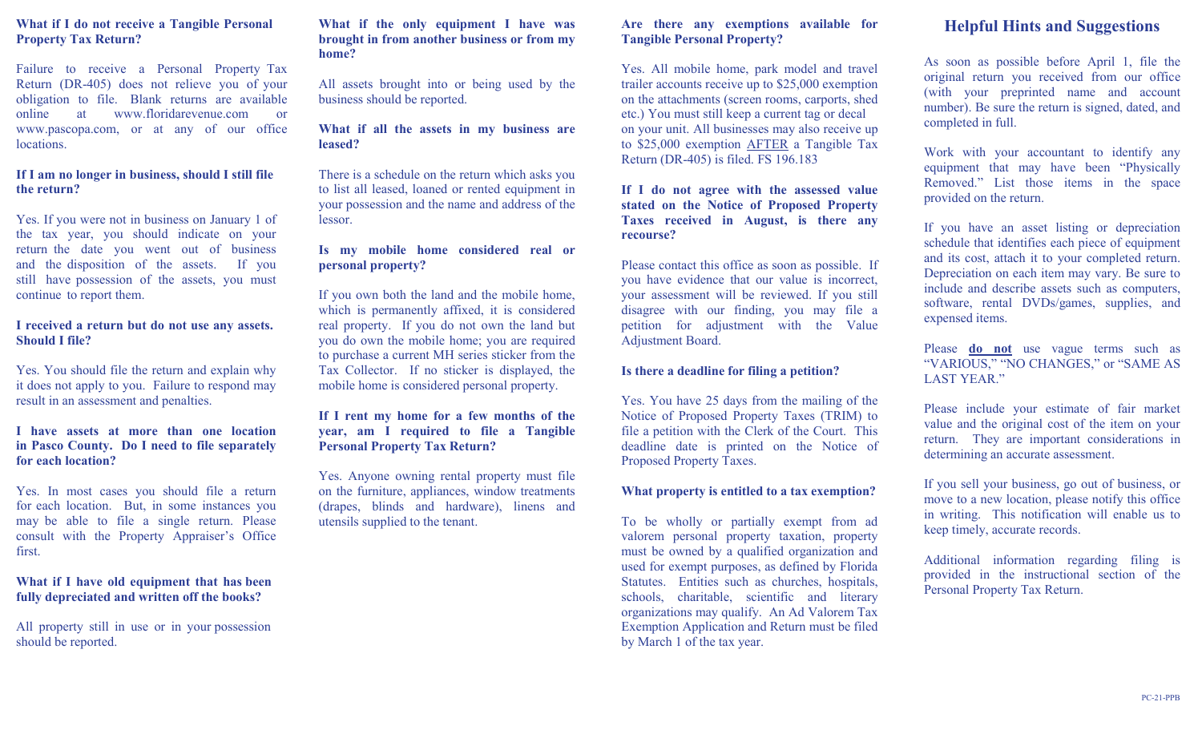**What if I do not receive a Tangible Personal Property Tax Return?**

Failure to receive a Personal Property Tax Return (DR-405) does not relieve you of your obligation to file. Blank returns are available online at www.floridarevenue.com or www.pascopa.com, or at any of our office locations.

**If I am no longer in business, should I still file the return?**

Yes. If you were not in business on January 1 of the tax year, you should indicate on your return the date you went out of business and the disposition of the assets. If you still have possession of the assets, you must continue to report them.

**I received a return but do not use any assets. Should I file?**

Yes. You should file the return and explain why it does not apply to you. Failure to respond may result in an assessment and penalties.

**I have assets at more than one location in Pasco County. Do I need to file separately for each location?**

Yes. In most cases you should file a return for each location. But, in some instances you may be able to file a single return. Please consult with the Property Appraiser's Office first.

**What if I have old equipment that has been fully depreciated and written off the books?**

All property still in use or in your possession should be reported.

**What if the only equipment I have was brought in from another business or from my home?**

All assets brought into or being used by the business should be reported.

**What if all the assets in my business are leased?**

There is a schedule on the return which asks you to list all leased, loaned or rented equipment in your possession and the name and address of the lessor.

**Is my mobile home considered real or personal property?**

If you own both the land and the mobile home, which is permanently affixed, it is considered real property. If you do not own the land but you do own the mobile home; you are required to purchase a current MH series sticker from the Tax Collector. If no sticker is displayed, the mobile home is considered personal property.

**If I rent my home for a few months of the year, am I required to file a Tangible Personal Property Tax Return?**

Yes. Anyone owning rental property must file on the furniture, appliances, window treatments (drapes, blinds and hardware), linens and utensils supplied to the tenant.

**Are there any exemptions available for Tangible Personal Property?**

Yes. All mobile home, park model and travel trailer accounts receive up to $25,000 exemption on the attachments (screen rooms, carports, shed etc.) You must still keep a current tag or decal on your unit. All businesses may also receive up to $25,000 exemption <u>AFTER</u> a Tangible Tax Return (DR-405) is filed. FS 196.183

**If I do not agree with the assessed value stated on the Notice of Proposed Property Taxes received in August, is there any recourse?**

Please contact this office as soon as possible. If you have evidence that our value is incorrect, your assessment will be reviewed. If you still disagree with our finding, you may file a petition for adjustment with the Value Adjustment Board.

**Is there a deadline for filing a petition?**

Yes. You have 25 days from the mailing of the Notice of Proposed Property Taxes (TRIM) to file a petition with the Clerk of the Court. This deadline date is printed on the Notice of Proposed Property Taxes.

**What property is entitled to a tax exemption?**

To be wholly or partially exempt from ad valorem personal property taxation, property must be owned by a qualified organization and used for exempt purposes, as defined by Florida Statutes. Entities such as churches, hospitals, schools, charitable, scientific and literary organizations may qualify. An Ad Valorem Tax Exemption Application and Return must be filed by March 1 of the tax year.

## Helpful Hints and Suggestions

As soon as possible before April 1, file the original return you received from our office (with your preprinted name and account number). Be sure the return is signed, dated, and completed in full.

Work with your accountant to identify any equipment that may have been "Physically Removed." List those items in the space provided on the return.

If you have an asset listing or depreciation schedule that identifies each piece of equipment and its cost, attach it to your completed return. Depreciation on each item may vary. Be sure to include and describe assets such as computers, software, rental DVDs/games, supplies, and expensed items.

Please <u>**do not**</u> use vague terms such as "VARIOUS," "NO CHANGES," or "SAME AS LAST YEAR."

Please include your estimate of fair market value and the original cost of the item on your return. They are important considerations in determining an accurate assessment.

If you sell your business, go out of business, or move to a new location, please notify this office in writing. This notification will enable us to keep timely, accurate records.

Additional information regarding filing is provided in the instructional section of the Personal Property Tax Return.

PC-21-PPB